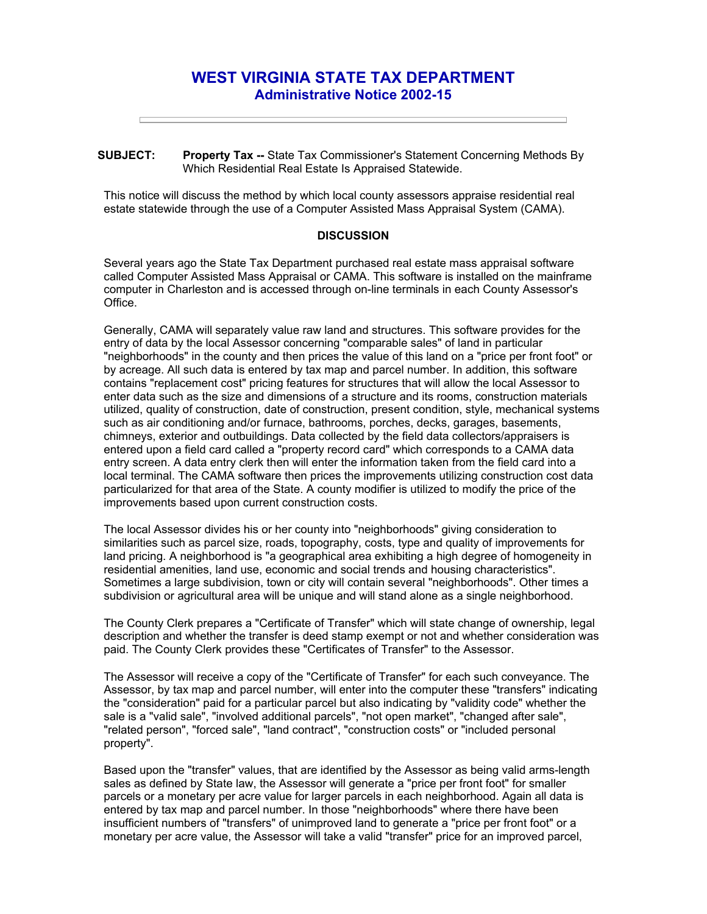# WEST VIRGINIA STATE TAX DEPARTMENT
## Administrative Notice 2002-15

---

**SUBJECT:** **Property Tax --** State Tax Commissioner's Statement Concerning Methods By Which Residential Real Estate Is Appraised Statewide.

This notice will discuss the method by which local county assessors appraise residential real estate statewide through the use of a Computer Assisted Mass Appraisal System (CAMA).

### DISCUSSION

Several years ago the State Tax Department purchased real estate mass appraisal software called Computer Assisted Mass Appraisal or CAMA. This software is installed on the mainframe computer in Charleston and is accessed through on-line terminals in each County Assessor's Office.

Generally, CAMA will separately value raw land and structures. This software provides for the entry of data by the local Assessor concerning "comparable sales" of land in particular "neighborhoods" in the county and then prices the value of this land on a "price per front foot" or by acreage. All such data is entered by tax map and parcel number. In addition, this software contains "replacement cost" pricing features for structures that will allow the local Assessor to enter data such as the size and dimensions of a structure and its rooms, construction materials utilized, quality of construction, date of construction, present condition, style, mechanical systems such as air conditioning and/or furnace, bathrooms, porches, decks, garages, basements, chimneys, exterior and outbuildings. Data collected by the field data collectors/appraisers is entered upon a field card called a "property record card" which corresponds to a CAMA data entry screen. A data entry clerk then will enter the information taken from the field card into a local terminal. The CAMA software then prices the improvements utilizing construction cost data particularized for that area of the State. A county modifier is utilized to modify the price of the improvements based upon current construction costs.

The local Assessor divides his or her county into "neighborhoods" giving consideration to similarities such as parcel size, roads, topography, costs, type and quality of improvements for land pricing. A neighborhood is "a geographical area exhibiting a high degree of homogeneity in residential amenities, land use, economic and social trends and housing characteristics". Sometimes a large subdivision, town or city will contain several "neighborhoods". Other times a subdivision or agricultural area will be unique and will stand alone as a single neighborhood.

The County Clerk prepares a "Certificate of Transfer" which will state change of ownership, legal description and whether the transfer is deed stamp exempt or not and whether consideration was paid. The County Clerk provides these "Certificates of Transfer" to the Assessor.

The Assessor will receive a copy of the "Certificate of Transfer" for each such conveyance. The Assessor, by tax map and parcel number, will enter into the computer these "transfers" indicating the "consideration" paid for a particular parcel but also indicating by "validity code" whether the sale is a "valid sale", "involved additional parcels", "not open market", "changed after sale", "related person", "forced sale", "land contract", "construction costs" or "included personal property".

Based upon the "transfer" values, that are identified by the Assessor as being valid arms-length sales as defined by State law, the Assessor will generate a "price per front foot" for smaller parcels or a monetary per acre value for larger parcels in each neighborhood. Again all data is entered by tax map and parcel number. In those "neighborhoods" where there have been insufficient numbers of "transfers" of unimproved land to generate a "price per front foot" or a monetary per acre value, the Assessor will take a valid "transfer" price for an improved parcel,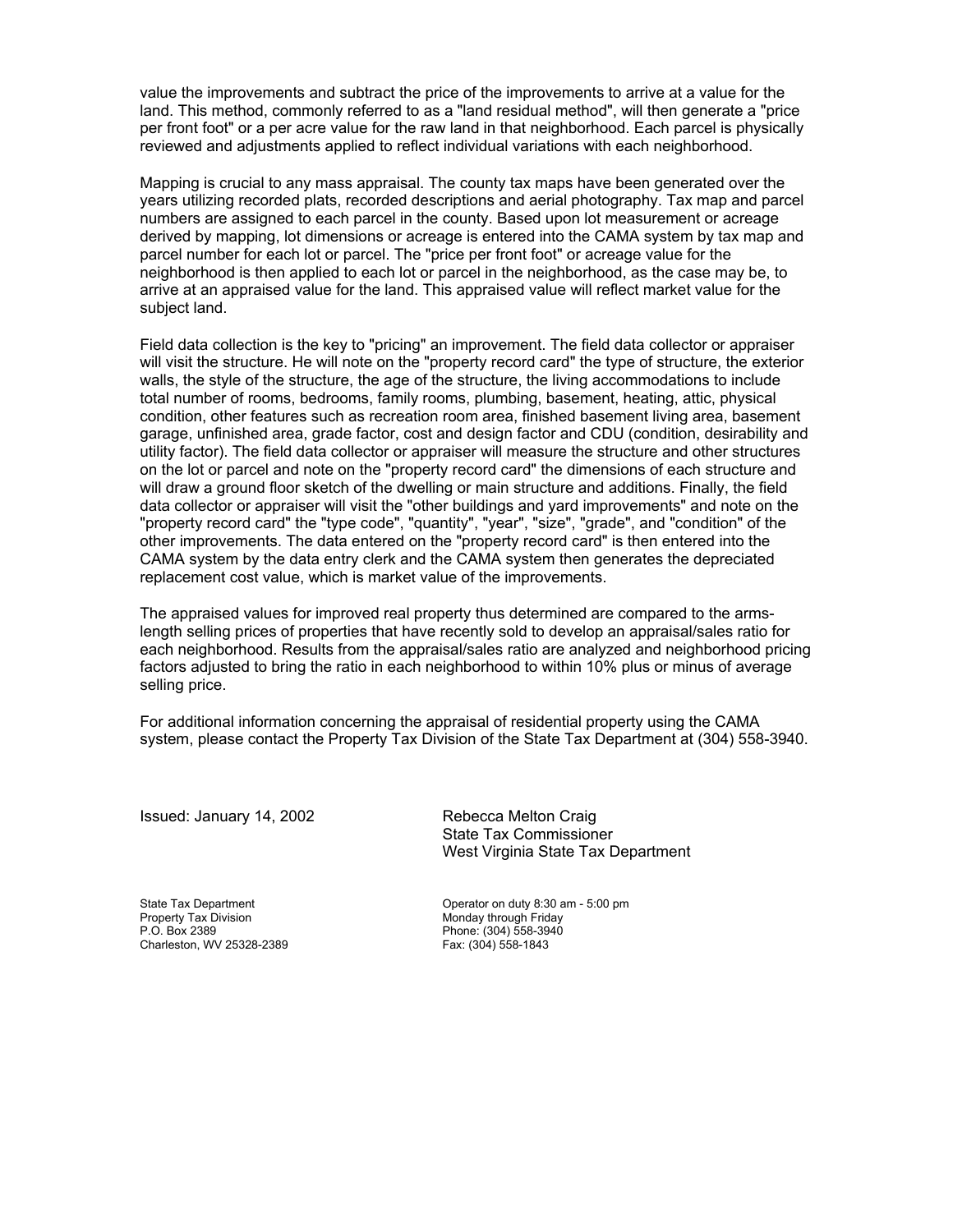value the improvements and subtract the price of the improvements to arrive at a value for the land. This method, commonly referred to as a "land residual method", will then generate a "price per front foot" or a per acre value for the raw land in that neighborhood. Each parcel is physically reviewed and adjustments applied to reflect individual variations with each neighborhood.

Mapping is crucial to any mass appraisal. The county tax maps have been generated over the years utilizing recorded plats, recorded descriptions and aerial photography. Tax map and parcel numbers are assigned to each parcel in the county. Based upon lot measurement or acreage derived by mapping, lot dimensions or acreage is entered into the CAMA system by tax map and parcel number for each lot or parcel. The "price per front foot" or acreage value for the neighborhood is then applied to each lot or parcel in the neighborhood, as the case may be, to arrive at an appraised value for the land. This appraised value will reflect market value for the subject land.

Field data collection is the key to "pricing" an improvement. The field data collector or appraiser will visit the structure. He will note on the "property record card" the type of structure, the exterior walls, the style of the structure, the age of the structure, the living accommodations to include total number of rooms, bedrooms, family rooms, plumbing, basement, heating, attic, physical condition, other features such as recreation room area, finished basement living area, basement garage, unfinished area, grade factor, cost and design factor and CDU (condition, desirability and utility factor). The field data collector or appraiser will measure the structure and other structures on the lot or parcel and note on the "property record card" the dimensions of each structure and will draw a ground floor sketch of the dwelling or main structure and additions. Finally, the field data collector or appraiser will visit the "other buildings and yard improvements" and note on the "property record card" the "type code", "quantity", "year", "size", "grade", and "condition" of the other improvements. The data entered on the "property record card" is then entered into the CAMA system by the data entry clerk and the CAMA system then generates the depreciated replacement cost value, which is market value of the improvements.

The appraised values for improved real property thus determined are compared to the arms-length selling prices of properties that have recently sold to develop an appraisal/sales ratio for each neighborhood. Results from the appraisal/sales ratio are analyzed and neighborhood pricing factors adjusted to bring the ratio in each neighborhood to within 10% plus or minus of average selling price.

For additional information concerning the appraisal of residential property using the CAMA system, please contact the Property Tax Division of the State Tax Department at (304) 558-3940.

Issued: January 14, 2002

Rebecca Melton Craig
State Tax Commissioner
West Virginia State Tax Department

State Tax Department
Property Tax Division
P.O. Box 2389
Charleston, WV 25328-2389

Operator on duty 8:30 am - 5:00 pm
Monday through Friday
Phone: (304) 558-3940
Fax: (304) 558-1843